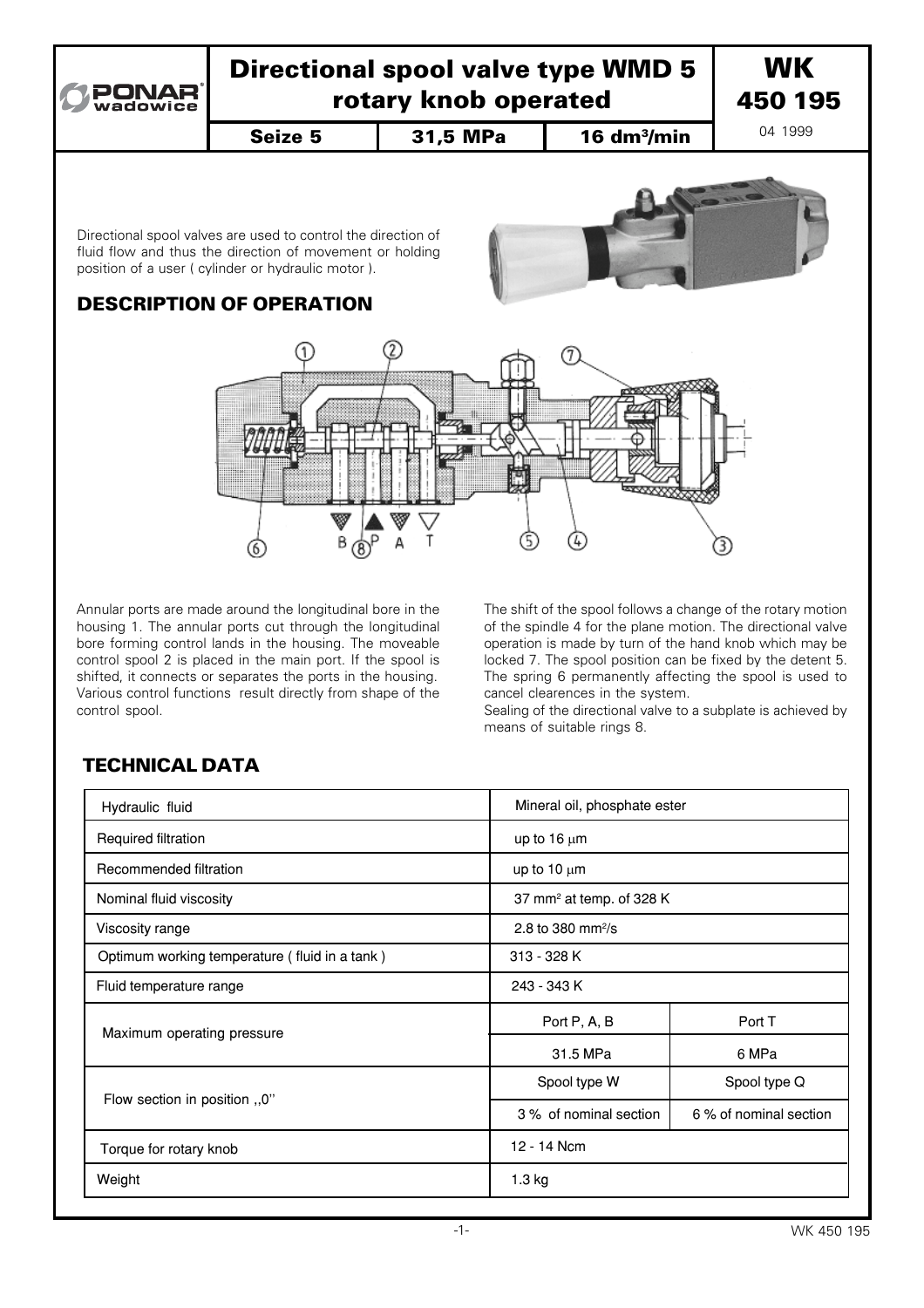# Directional spool valve type WMD 5 rotary knob operated

**WK 450 195**

| Seize 5 | 31,5 MPa | 16 dm³/min |
|---|---|---|

04 1999

Directional spool valves are used to control the direction of fluid flow and thus the direction of movement or holding position of a user ( cylinder or hydraulic motor ).

## DESCRIPTION OF OPERATION

Annular ports are made around the longitudinal bore in the housing 1. The annular ports cut through the longitudinal bore forming control lands in the housing. The moveable control spool 2 is placed in the main port. If the spool is shifted, it connects or separates the ports in the housing. Various control functions result directly from shape of the control spool.

The shift of the spool follows a change of the rotary motion of the spindle 4 for the plane motion. The directional valve operation is made by turn of the hand knob which may be locked 7. The spool position can be fixed by the detent 5. The spring 6 permanently affecting the spool is used to cancel clearences in the system.

Sealing of the directional valve to a subplate is achieved by means of suitable rings 8.

## TECHNICAL DATA

| Hydraulic fluid | Mineral oil, phosphate ester | |
|---|---|---|
| Required filtration | up to 16 μm | |
| Recommended filtration | up to 10 μm | |
| Nominal fluid viscosity | 37 mm² at temp. of 328 K | |
| Viscosity range | 2.8 to 380 mm²/s | |
| Optimum working temperature ( fluid in a tank ) | 313 - 328 K | |
| Fluid temperature range | 243 - 343 K | |
| Maximum operating pressure | Port P, A, B | Port T |
| | 31.5 MPa | 6 MPa |
| Flow section in position ,,0'' | Spool type W | Spool type Q |
| | 3 % of nominal section | 6 % of nominal section |
| Torque for rotary knob | 12 - 14 Ncm | |
| Weight | 1.3 kg | |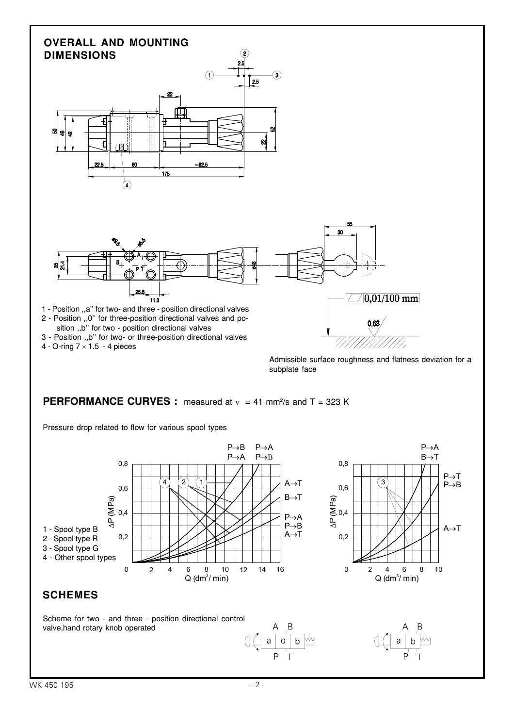## OVERALL AND MOUNTING DIMENSIONS

1 - Position „a" for two- and three - position directional valves
2 - Position „0" for three-position directional valves and position „b" for two - position directional valves
3 - Position „b" for two- or three-position directional valves
4 - O-ring 7 × 1.5 - 4 pieces

0,01/100 mm

0,63

Admissible surface roughness and flatness deviation for a subplate face

## PERFORMANCE CURVES : measured at $\nu$ = 41 mm²/s and T = 323 K

Pressure drop related to flow for various spool types

1 - Spool type B
2 - Spool type R
3 - Spool type G
4 - Other spool types

## SCHEMES

Scheme for two - and three - position directional control valve,hand rotary knob operated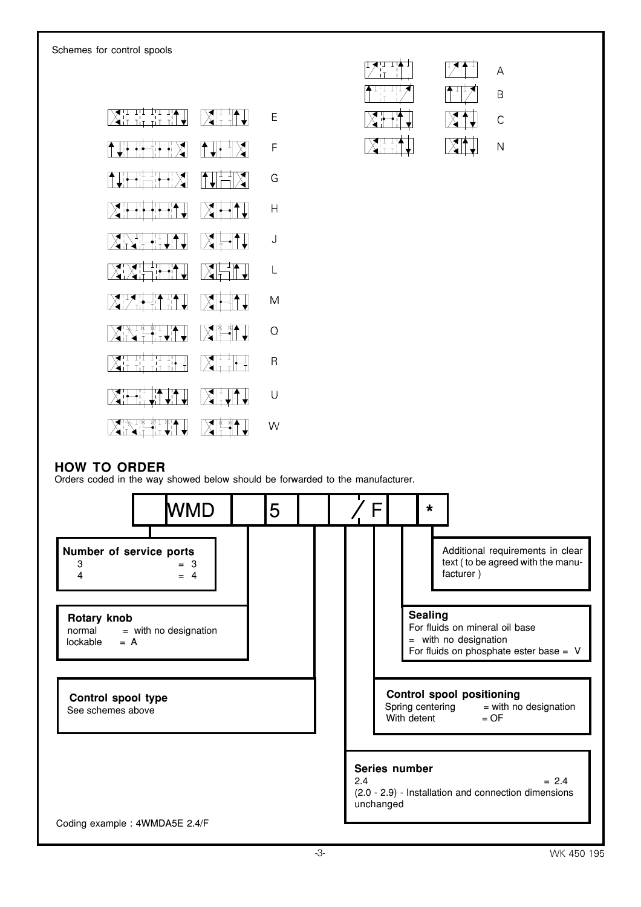Schemes for control spools

E

F

G

H

J

L

M

Q

R

U

W

A

B

C

N

## HOW TO ORDER

Orders coded in the way showed below should be forwarded to the manufacturer.

| | WMD | | 5 | | / F | | * |
|---|---|---|---|---|---|---|---|

**Number of service ports**
3 = 3
4 = 4

**Rotary knob**
normal = with no designation
lockable = A

**Control spool type**
See schemes above

Additional requirements in clear text ( to be agreed with the manufacturer )

**Sealing**
For fluids on mineral oil base = with no designation
For fluids on phosphate ester base = V

**Control spool positioning**
Spring centering = with no designation
With detent = OF

**Series number**
2.4 = 2.4
(2.0 - 2.9) - Installation and connection dimensions unchanged

Coding example : 4WMDA5E 2.4/F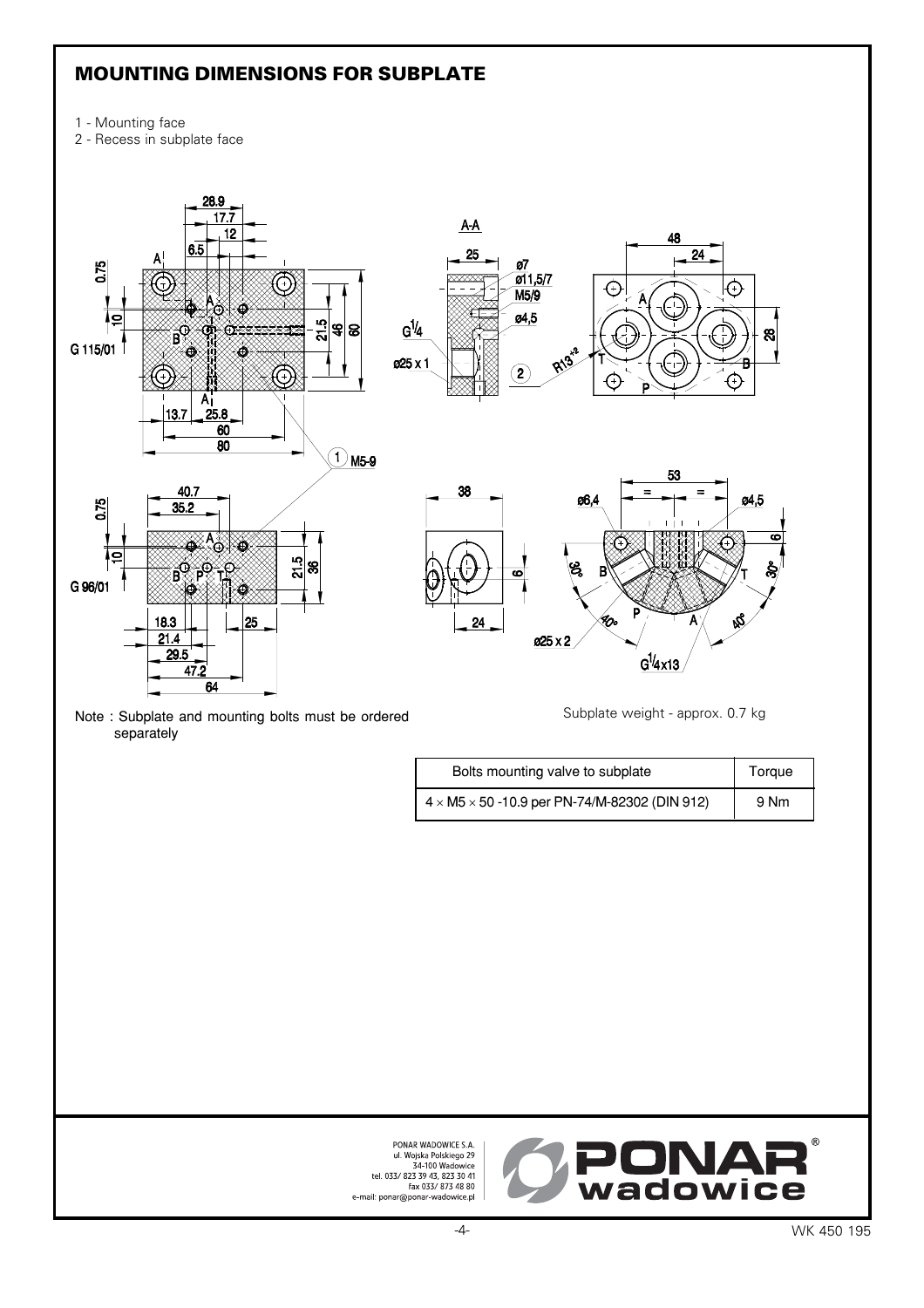## MOUNTING DIMENSIONS FOR SUBPLATE

1 - Mounting face
2 - Recess in subplate face

Note : Subplate and mounting bolts must be ordered separately

Subplate weight - approx. 0.7 kg

| Bolts mounting valve to subplate | Torque |
|---|---|
| 4 × M5 × 50 -10.9 per PN-74/M-82302 (DIN 912) | 9 Nm |

PONAR WADOWICE S.A.
ul. Wojska Polskiego 29
34-100 Wadowice
tel. 033/ 823 39 43, 823 30 41
fax 033/ 873 48 80
e-mail: ponar@ponar-wadowice.pl

WK 450 195